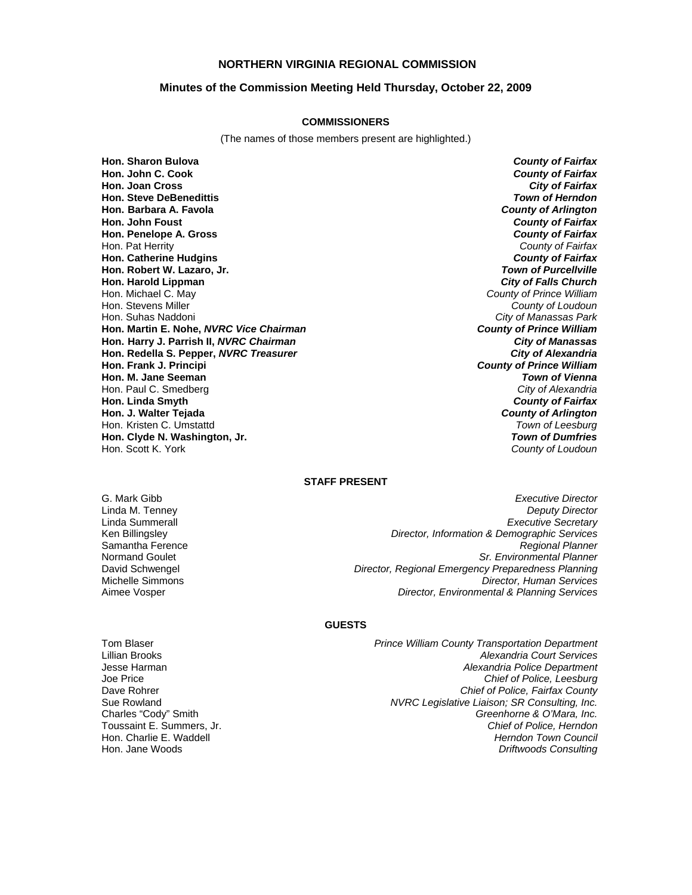# NORTHERN VIRGINIA REGIONAL COMMISSION

## Minutes of the Commission Meeting Held Thursday, October 22, 2009

### COMMISSIONERS

(The names of those members present are highlighted.)

| | |
|---|---|
| **Hon. Sharon Bulova** | ***County of Fairfax*** |
| **Hon. John C. Cook** | ***County of Fairfax*** |
| **Hon. Joan Cross** | ***City of Fairfax*** |
| **Hon. Steve DeBenedittis** | ***Town of Herndon*** |
| **Hon. Barbara A. Favola** | ***County of Arlington*** |
| **Hon. John Foust** | ***County of Fairfax*** |
| **Hon. Penelope A. Gross** | ***County of Fairfax*** |
| Hon. Pat Herrity | *County of Fairfax* |
| **Hon. Catherine Hudgins** | ***County of Fairfax*** |
| **Hon. Robert W. Lazaro, Jr.** | ***Town of Purcellville*** |
| **Hon. Harold Lippman** | ***City of Falls Church*** |
| Hon. Michael C. May | *County of Prince William* |
| Hon. Stevens Miller | *County of Loudoun* |
| Hon. Suhas Naddoni | *City of Manassas Park* |
| **Hon. Martin E. Nohe, *NVRC Vice Chairman*** | ***County of Prince William*** |
| **Hon. Harry J. Parrish II, *NVRC Chairman*** | ***City of Manassas*** |
| **Hon. Redella S. Pepper, *NVRC Treasurer*** | ***City of Alexandria*** |
| **Hon. Frank J. Principi** | ***County of Prince William*** |
| **Hon. M. Jane Seeman** | ***Town of Vienna*** |
| Hon. Paul C. Smedberg | *City of Alexandria* |
| **Hon. Linda Smyth** | ***County of Fairfax*** |
| **Hon. J. Walter Tejada** | ***County of Arlington*** |
| Hon. Kristen C. Umstattd | *Town of Leesburg* |
| **Hon. Clyde N. Washington, Jr.** | ***Town of Dumfries*** |
| Hon. Scott K. York | *County of Loudoun* |

### STAFF PRESENT

| | |
|---|---|
| G. Mark Gibb | *Executive Director* |
| Linda M. Tenney | *Deputy Director* |
| Linda Summerall | *Executive Secretary* |
| Ken Billingsley | *Director, Information & Demographic Services* |
| Samantha Ference | *Regional Planner* |
| Normand Goulet | *Sr. Environmental Planner* |
| David Schwengel | *Director, Regional Emergency Preparedness Planning* |
| Michelle Simmons | *Director, Human Services* |
| Aimee Vosper | *Director, Environmental & Planning Services* |

### GUESTS

| | |
|---|---|
| Tom Blaser | *Prince William County Transportation Department* |
| Lillian Brooks | *Alexandria Court Services* |
| Jesse Harman | *Alexandria Police Department* |
| Joe Price | *Chief of Police, Leesburg* |
| Dave Rohrer | *Chief of Police, Fairfax County* |
| Sue Rowland | *NVRC Legislative Liaison; SR Consulting, Inc.* |
| Charles "Cody" Smith | *Greenhorne & O'Mara, Inc.* |
| Toussaint E. Summers, Jr. | *Chief of Police, Herndon* |
| Hon. Charlie E. Waddell | *Herndon Town Council* |
| Hon. Jane Woods | *Driftwoods Consulting* |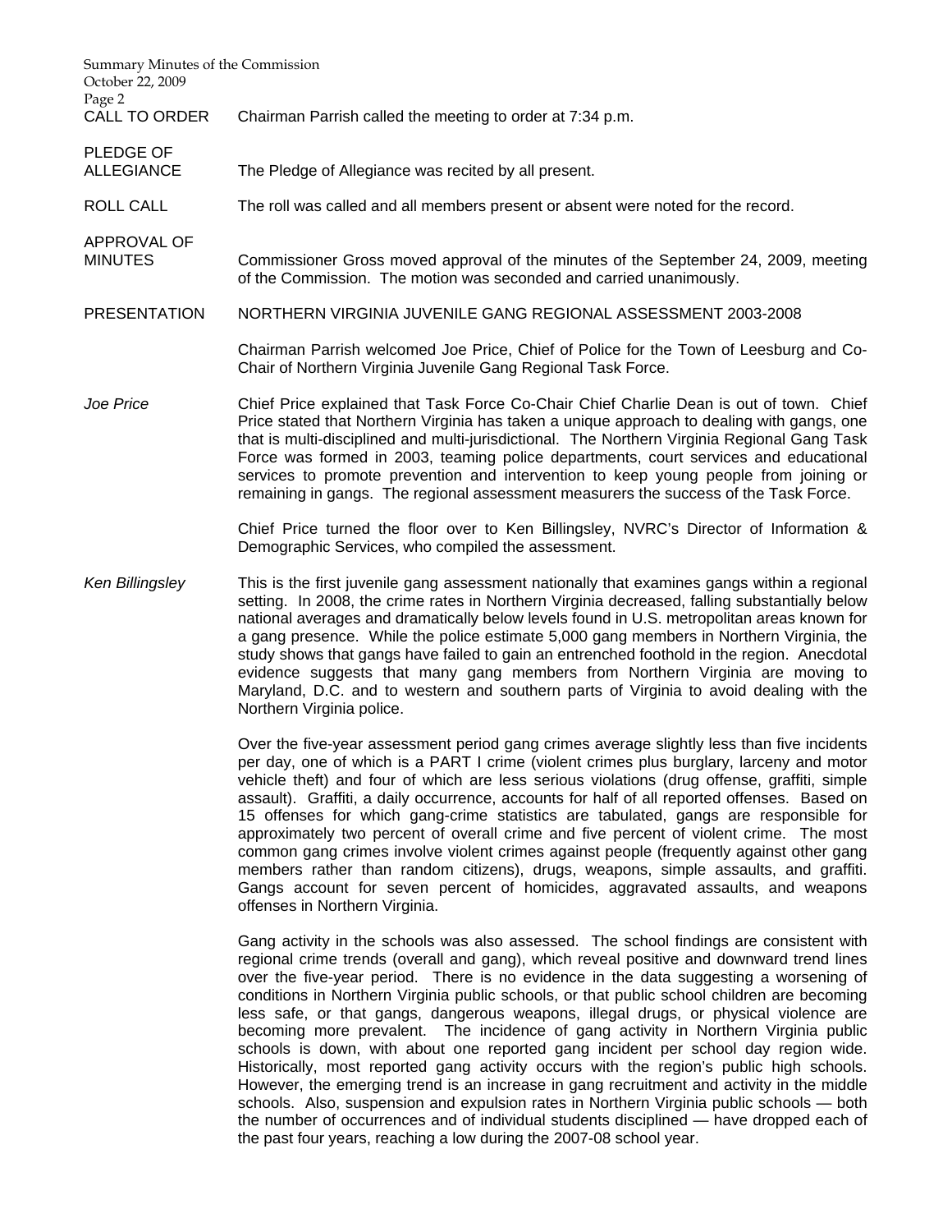**CALL TO ORDER** Chairman Parrish called the meeting to order at 7:34 p.m.

**PLEDGE OF ALLEGIANCE** The Pledge of Allegiance was recited by all present.

**ROLL CALL** The roll was called and all members present or absent were noted for the record.

**APPROVAL OF MINUTES** Commissioner Gross moved approval of the minutes of the September 24, 2009, meeting of the Commission. The motion was seconded and carried unanimously.

**PRESENTATION** NORTHERN VIRGINIA JUVENILE GANG REGIONAL ASSESSMENT 2003-2008

Chairman Parrish welcomed Joe Price, Chief of Police for the Town of Leesburg and Co-Chair of Northern Virginia Juvenile Gang Regional Task Force.

*Joe Price* Chief Price explained that Task Force Co-Chair Chief Charlie Dean is out of town. Chief Price stated that Northern Virginia has taken a unique approach to dealing with gangs, one that is multi-disciplined and multi-jurisdictional. The Northern Virginia Regional Gang Task Force was formed in 2003, teaming police departments, court services and educational services to promote prevention and intervention to keep young people from joining or remaining in gangs. The regional assessment measurers the success of the Task Force.

Chief Price turned the floor over to Ken Billingsley, NVRC's Director of Information & Demographic Services, who compiled the assessment.

*Ken Billingsley* This is the first juvenile gang assessment nationally that examines gangs within a regional setting. In 2008, the crime rates in Northern Virginia decreased, falling substantially below national averages and dramatically below levels found in U.S. metropolitan areas known for a gang presence. While the police estimate 5,000 gang members in Northern Virginia, the study shows that gangs have failed to gain an entrenched foothold in the region. Anecdotal evidence suggests that many gang members from Northern Virginia are moving to Maryland, D.C. and to western and southern parts of Virginia to avoid dealing with the Northern Virginia police.

Over the five-year assessment period gang crimes average slightly less than five incidents per day, one of which is a PART I crime (violent crimes plus burglary, larceny and motor vehicle theft) and four of which are less serious violations (drug offense, graffiti, simple assault). Graffiti, a daily occurrence, accounts for half of all reported offenses. Based on 15 offenses for which gang-crime statistics are tabulated, gangs are responsible for approximately two percent of overall crime and five percent of violent crime. The most common gang crimes involve violent crimes against people (frequently against other gang members rather than random citizens), drugs, weapons, simple assaults, and graffiti. Gangs account for seven percent of homicides, aggravated assaults, and weapons offenses in Northern Virginia.

Gang activity in the schools was also assessed. The school findings are consistent with regional crime trends (overall and gang), which reveal positive and downward trend lines over the five-year period. There is no evidence in the data suggesting a worsening of conditions in Northern Virginia public schools, or that public school children are becoming less safe, or that gangs, dangerous weapons, illegal drugs, or physical violence are becoming more prevalent. The incidence of gang activity in Northern Virginia public schools is down, with about one reported gang incident per school day region wide. Historically, most reported gang activity occurs with the region's public high schools. However, the emerging trend is an increase in gang recruitment and activity in the middle schools. Also, suspension and expulsion rates in Northern Virginia public schools — both the number of occurrences and of individual students disciplined — have dropped each of the past four years, reaching a low during the 2007-08 school year.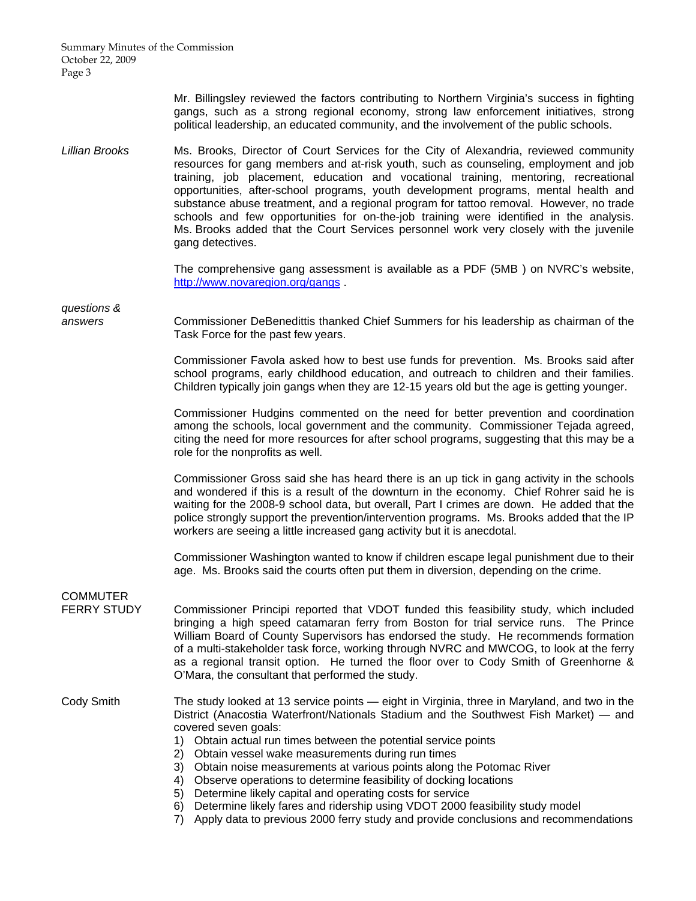Mr. Billingsley reviewed the factors contributing to Northern Virginia's success in fighting gangs, such as a strong regional economy, strong law enforcement initiatives, strong political leadership, an educated community, and the involvement of the public schools.

*Lillian Brooks*

Ms. Brooks, Director of Court Services for the City of Alexandria, reviewed community resources for gang members and at-risk youth, such as counseling, employment and job training, job placement, education and vocational training, mentoring, recreational opportunities, after-school programs, youth development programs, mental health and substance abuse treatment, and a regional program for tattoo removal. However, no trade schools and few opportunities for on-the-job training were identified in the analysis. Ms. Brooks added that the Court Services personnel work very closely with the juvenile gang detectives.

The comprehensive gang assessment is available as a PDF (5MB ) on NVRC's website, http://www.novaregion.org/gangs .

*questions & answers*

Commissioner DeBenedittis thanked Chief Summers for his leadership as chairman of the Task Force for the past few years.

Commissioner Favola asked how to best use funds for prevention. Ms. Brooks said after school programs, early childhood education, and outreach to children and their families. Children typically join gangs when they are 12-15 years old but the age is getting younger.

Commissioner Hudgins commented on the need for better prevention and coordination among the schools, local government and the community. Commissioner Tejada agreed, citing the need for more resources for after school programs, suggesting that this may be a role for the nonprofits as well.

Commissioner Gross said she has heard there is an up tick in gang activity in the schools and wondered if this is a result of the downturn in the economy. Chief Rohrer said he is waiting for the 2008-9 school data, but overall, Part I crimes are down. He added that the police strongly support the prevention/intervention programs. Ms. Brooks added that the IP workers are seeing a little increased gang activity but it is anecdotal.

Commissioner Washington wanted to know if children escape legal punishment due to their age. Ms. Brooks said the courts often put them in diversion, depending on the crime.

COMMUTER FERRY STUDY

Commissioner Principi reported that VDOT funded this feasibility study, which included bringing a high speed catamaran ferry from Boston for trial service runs. The Prince William Board of County Supervisors has endorsed the study. He recommends formation of a multi-stakeholder task force, working through NVRC and MWCOG, to look at the ferry as a regional transit option. He turned the floor over to Cody Smith of Greenhorne & O'Mara, the consultant that performed the study.

Cody Smith

The study looked at 13 service points — eight in Virginia, three in Maryland, and two in the District (Anacostia Waterfront/Nationals Stadium and the Southwest Fish Market) — and covered seven goals:

1) Obtain actual run times between the potential service points
2) Obtain vessel wake measurements during run times
3) Obtain noise measurements at various points along the Potomac River
4) Observe operations to determine feasibility of docking locations
5) Determine likely capital and operating costs for service
6) Determine likely fares and ridership using VDOT 2000 feasibility study model
7) Apply data to previous 2000 ferry study and provide conclusions and recommendations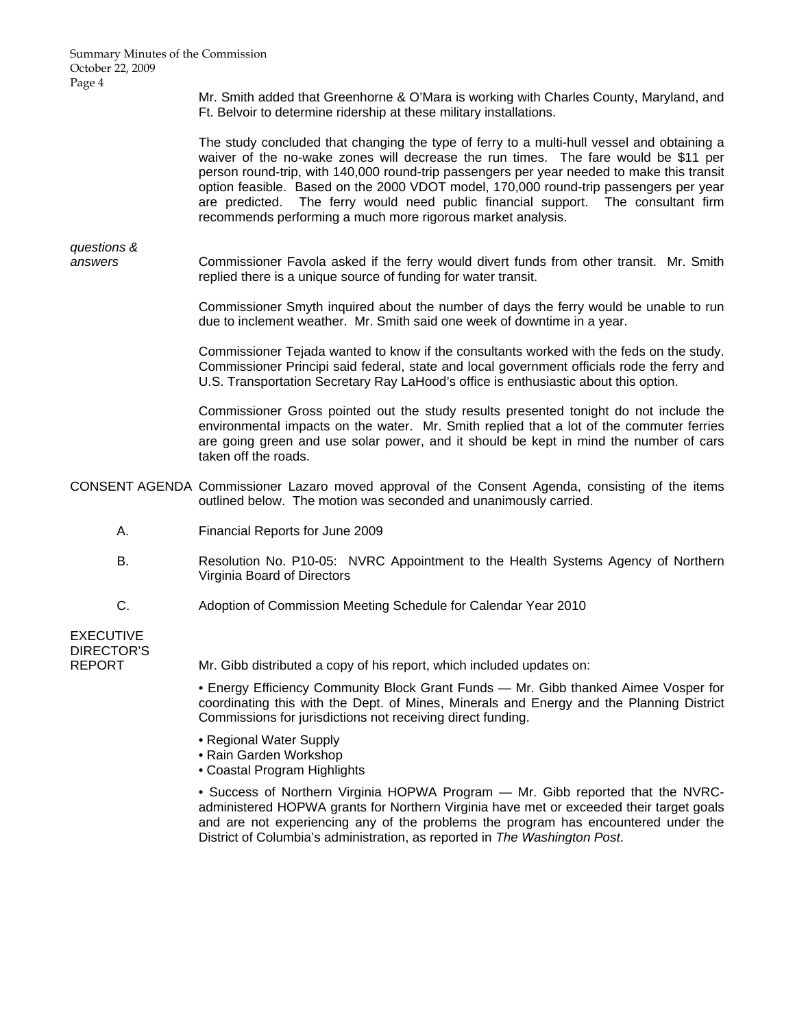Mr. Smith added that Greenhorne & O'Mara is working with Charles County, Maryland, and Ft. Belvoir to determine ridership at these military installations.

The study concluded that changing the type of ferry to a multi-hull vessel and obtaining a waiver of the no-wake zones will decrease the run times. The fare would be $11 per person round-trip, with 140,000 round-trip passengers per year needed to make this transit option feasible. Based on the 2000 VDOT model, 170,000 round-trip passengers per year are predicted. The ferry would need public financial support. The consultant firm recommends performing a much more rigorous market analysis.

*questions & answers*

Commissioner Favola asked if the ferry would divert funds from other transit. Mr. Smith replied there is a unique source of funding for water transit.

Commissioner Smyth inquired about the number of days the ferry would be unable to run due to inclement weather. Mr. Smith said one week of downtime in a year.

Commissioner Tejada wanted to know if the consultants worked with the feds on the study. Commissioner Principi said federal, state and local government officials rode the ferry and U.S. Transportation Secretary Ray LaHood's office is enthusiastic about this option.

Commissioner Gross pointed out the study results presented tonight do not include the environmental impacts on the water. Mr. Smith replied that a lot of the commuter ferries are going green and use solar power, and it should be kept in mind the number of cars taken off the roads.

CONSENT AGENDA

Commissioner Lazaro moved approval of the Consent Agenda, consisting of the items outlined below. The motion was seconded and unanimously carried.

A. Financial Reports for June 2009

B. Resolution No. P10-05: NVRC Appointment to the Health Systems Agency of Northern Virginia Board of Directors

C. Adoption of Commission Meeting Schedule for Calendar Year 2010

EXECUTIVE DIRECTOR'S REPORT

Mr. Gibb distributed a copy of his report, which included updates on:

• Energy Efficiency Community Block Grant Funds — Mr. Gibb thanked Aimee Vosper for coordinating this with the Dept. of Mines, Minerals and Energy and the Planning District Commissions for jurisdictions not receiving direct funding.

• Regional Water Supply
• Rain Garden Workshop
• Coastal Program Highlights

• Success of Northern Virginia HOPWA Program — Mr. Gibb reported that the NVRC-administered HOPWA grants for Northern Virginia have met or exceeded their target goals and are not experiencing any of the problems the program has encountered under the District of Columbia's administration, as reported in *The Washington Post*.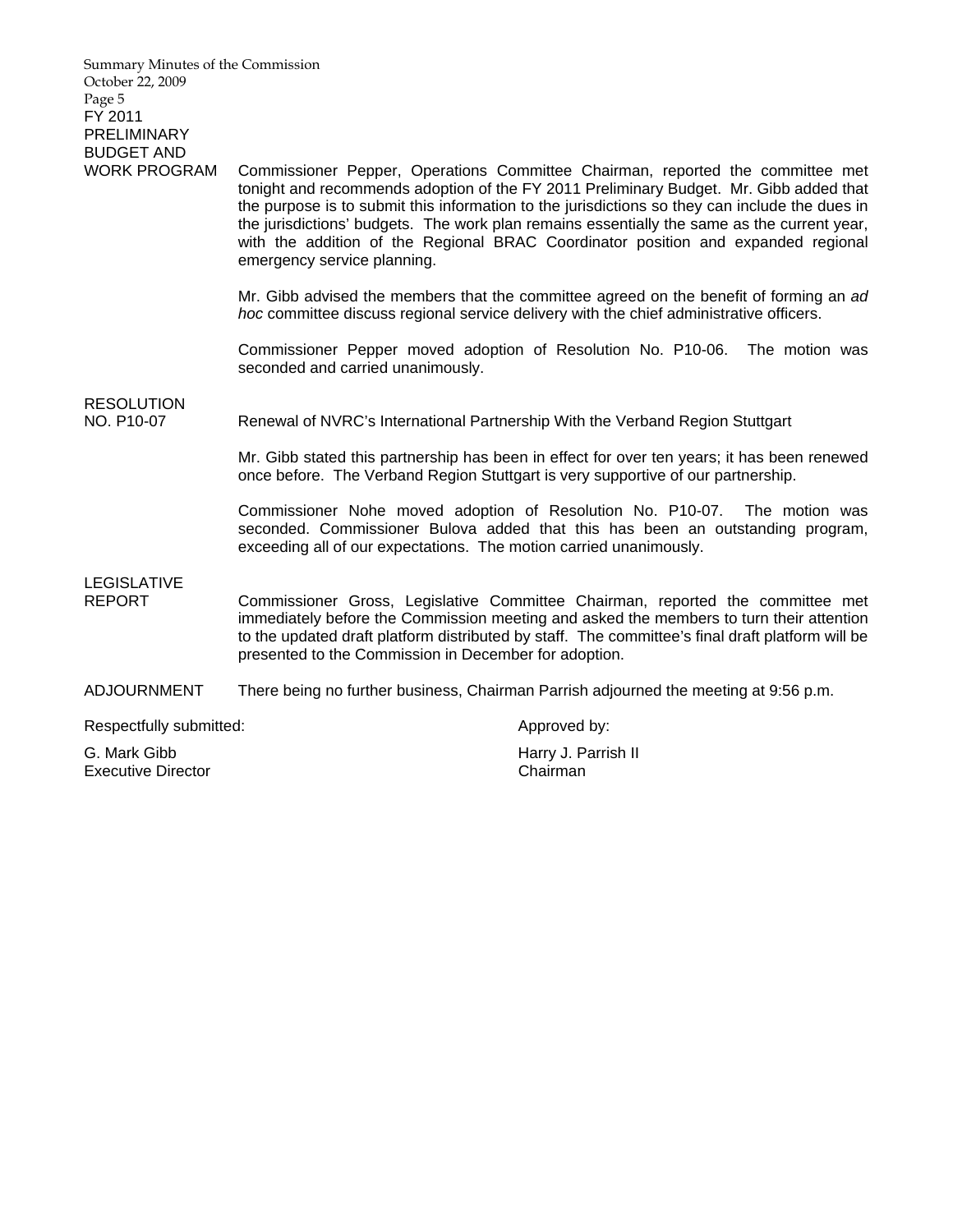**FY 2011 PRELIMINARY BUDGET AND WORK PROGRAM**

Commissioner Pepper, Operations Committee Chairman, reported the committee met tonight and recommends adoption of the FY 2011 Preliminary Budget. Mr. Gibb added that the purpose is to submit this information to the jurisdictions so they can include the dues in the jurisdictions' budgets. The work plan remains essentially the same as the current year, with the addition of the Regional BRAC Coordinator position and expanded regional emergency service planning.

Mr. Gibb advised the members that the committee agreed on the benefit of forming an *ad hoc* committee discuss regional service delivery with the chief administrative officers.

Commissioner Pepper moved adoption of Resolution No. P10-06. The motion was seconded and carried unanimously.

**RESOLUTION NO. P10-07**

Renewal of NVRC's International Partnership With the Verband Region Stuttgart

Mr. Gibb stated this partnership has been in effect for over ten years; it has been renewed once before. The Verband Region Stuttgart is very supportive of our partnership.

Commissioner Nohe moved adoption of Resolution No. P10-07. The motion was seconded. Commissioner Bulova added that this has been an outstanding program, exceeding all of our expectations. The motion carried unanimously.

**LEGISLATIVE REPORT**

Commissioner Gross, Legislative Committee Chairman, reported the committee met immediately before the Commission meeting and asked the members to turn their attention to the updated draft platform distributed by staff. The committee's final draft platform will be presented to the Commission in December for adoption.

**ADJOURNMENT**

There being no further business, Chairman Parrish adjourned the meeting at 9:56 p.m.

Respectfully submitted:

G. Mark Gibb
Executive Director

Approved by:

Harry J. Parrish II
Chairman